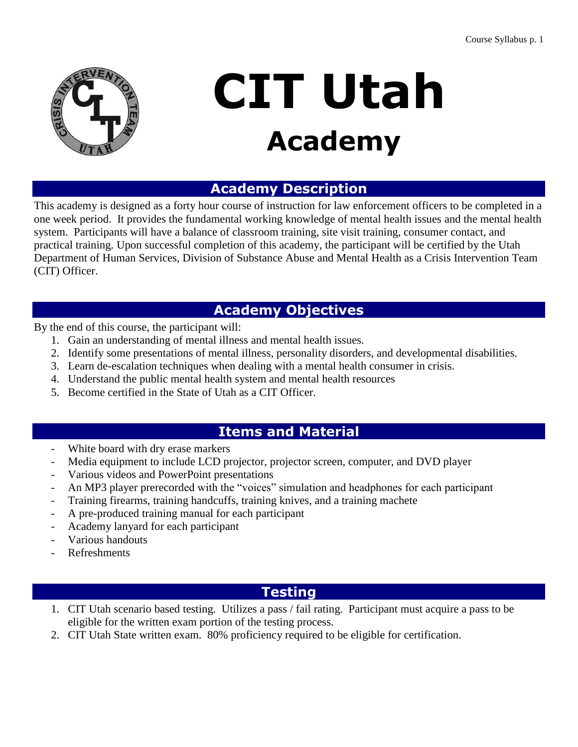# CIT Utah

## Academy

## Academy Description

This academy is designed as a forty hour course of instruction for law enforcement officers to be completed in a one week period. It provides the fundamental working knowledge of mental health issues and the mental health system. Participants will have a balance of classroom training, site visit training, consumer contact, and practical training. Upon successful completion of this academy, the participant will be certified by the Utah Department of Human Services, Division of Substance Abuse and Mental Health as a Crisis Intervention Team (CIT) Officer.

## Academy Objectives

By the end of this course, the participant will:

1. Gain an understanding of mental illness and mental health issues.
2. Identify some presentations of mental illness, personality disorders, and developmental disabilities.
3. Learn de-escalation techniques when dealing with a mental health consumer in crisis.
4. Understand the public mental health system and mental health resources
5. Become certified in the State of Utah as a CIT Officer.

## Items and Material

- White board with dry erase markers
- Media equipment to include LCD projector, projector screen, computer, and DVD player
- Various videos and PowerPoint presentations
- An MP3 player prerecorded with the "voices" simulation and headphones for each participant
- Training firearms, training handcuffs, training knives, and a training machete
- A pre-produced training manual for each participant
- Academy lanyard for each participant
- Various handouts
- Refreshments

## Testing

1. CIT Utah scenario based testing. Utilizes a pass / fail rating. Participant must acquire a pass to be eligible for the written exam portion of the testing process.
2. CIT Utah State written exam. 80% proficiency required to be eligible for certification.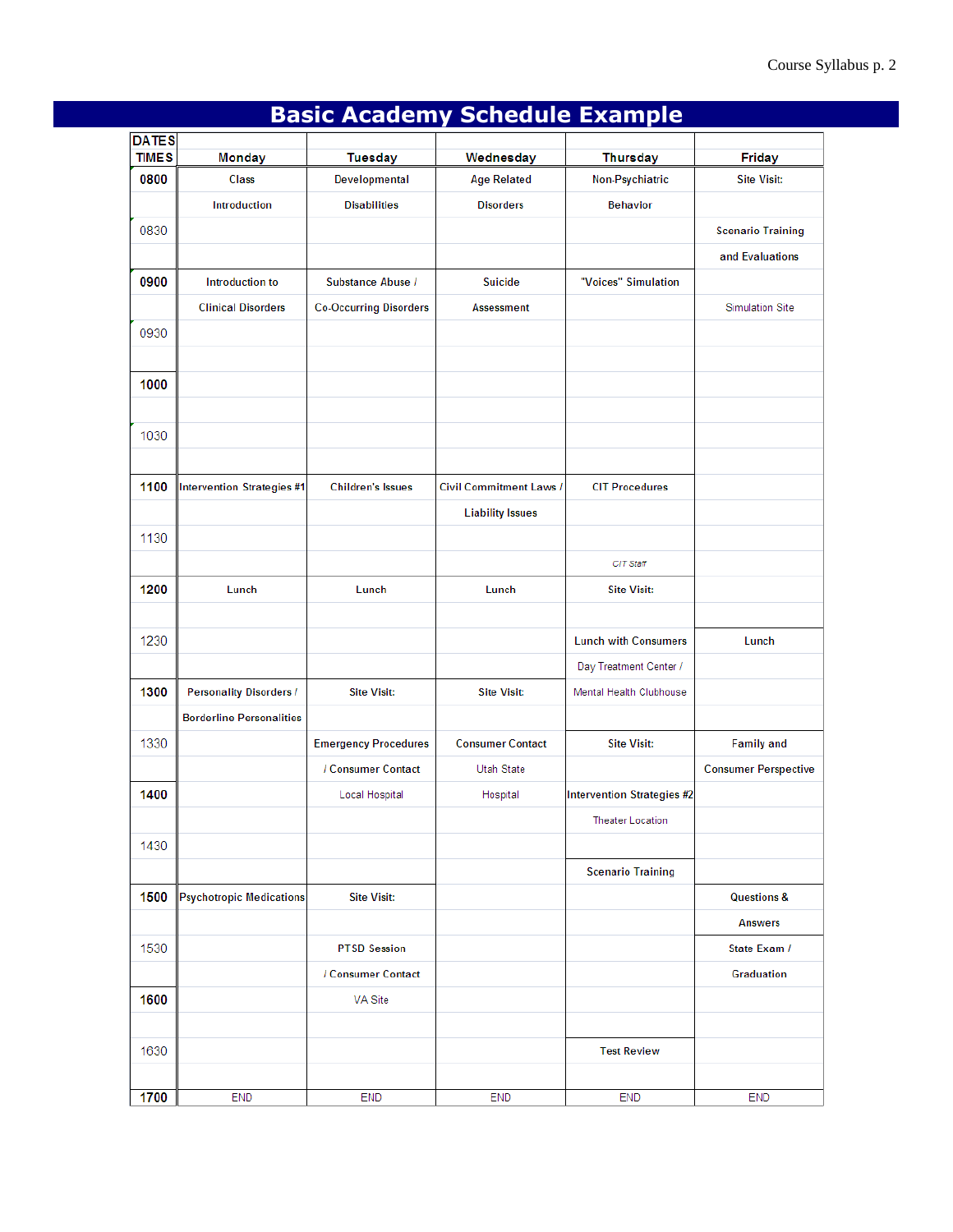# Basic Academy Schedule Example

| DATES<br>TIMES | Monday | Tuesday | Wednesday | Thursday | Friday |
|---|---|---|---|---|---|
| 0800 | Class | Developmental | Age Related | Non-Psychiatric | Site Visit: |
| | Introduction | Disabilities | Disorders | Behavior | |
| 0830 | | | | | Scenario Training |
| | | | | | and Evaluations |
| 0900 | Introduction to | Substance Abuse / | Suicide | "Voices" Simulation | |
| | Clinical Disorders | Co-Occurring Disorders | Assessment | | Simulation Site |
| 0930 | | | | | |
| | | | | | |
| 1000 | | | | | |
| | | | | | |
| 1030 | | | | | |
| | | | | | |
| 1100 | Intervention Strategies #1 | Children's Issues | Civil Commitment Laws / | CIT Procedures | |
| | | | Liability Issues | | |
| 1130 | | | | | |
| | | | | *CIT Staff* | |
| 1200 | Lunch | Lunch | Lunch | Site Visit: | |
| | | | | | |
| 1230 | | | | Lunch with Consumers | Lunch |
| | | | | Day Treatment Center / | |
| 1300 | Personality Disorders / | Site Visit: | Site Visit: | Mental Health Clubhouse | |
| | Borderline Personalities | | | | |
| 1330 | | Emergency Procedures | Consumer Contact | Site Visit: | Family and |
| | | / Consumer Contact | Utah State | | Consumer Perspective |
| 1400 | | Local Hospital | Hospital | Intervention Strategies #2 | |
| | | | | Theater Location | |
| 1430 | | | | | |
| | | | | Scenario Training | |
| 1500 | Psychotropic Medications | Site Visit: | | | Questions & |
| | | | | | Answers |
| 1530 | | PTSD Session | | | State Exam / |
| | | / Consumer Contact | | | Graduation |
| 1600 | | VA Site | | | |
| | | | | | |
| 1630 | | | | Test Review | |
| | | | | | |
| 1700 | END | END | END | END | END |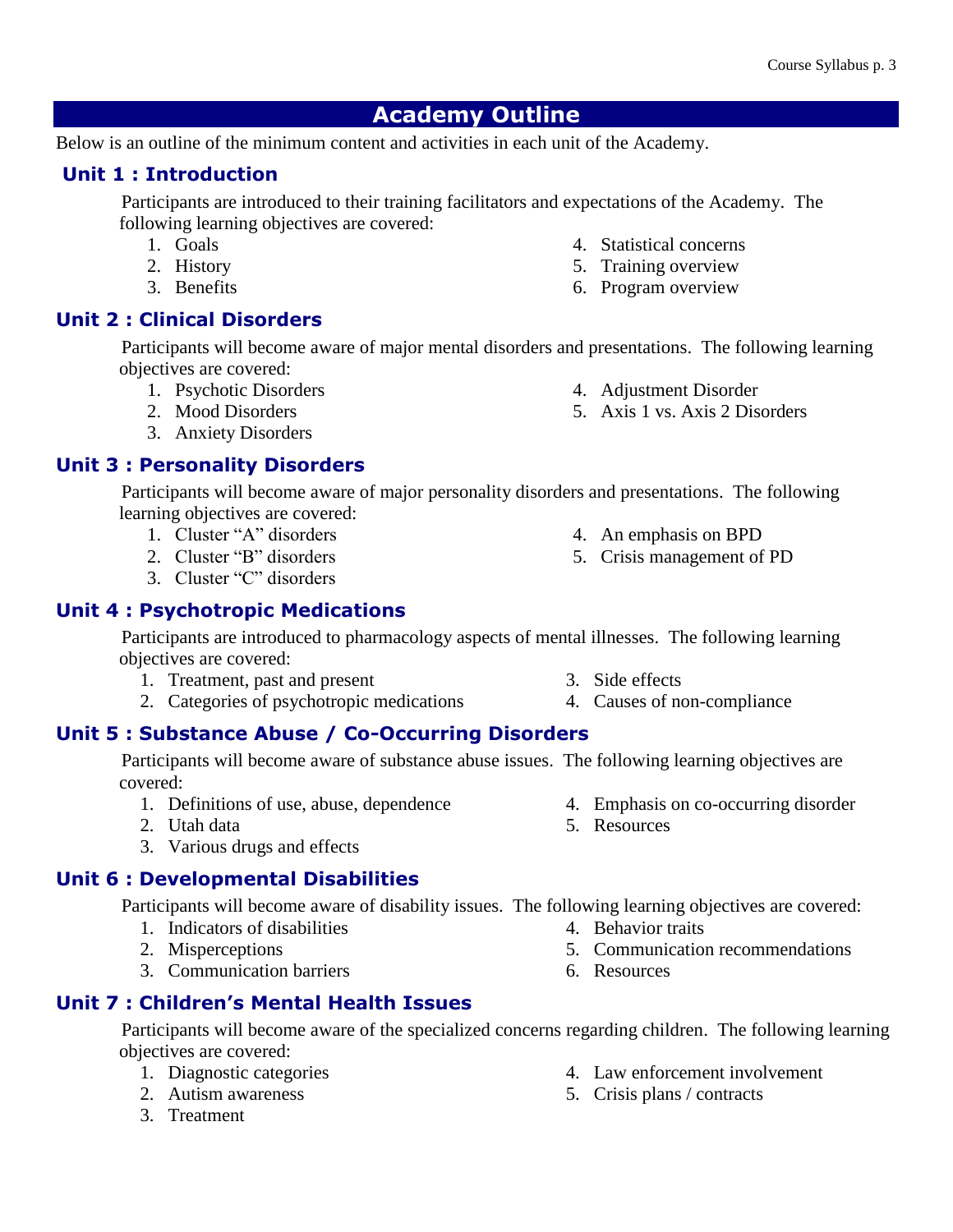# Academy Outline

Below is an outline of the minimum content and activities in each unit of the Academy.

## Unit 1 : Introduction

Participants are introduced to their training facilitators and expectations of the Academy. The following learning objectives are covered:

1. Goals
2. History
3. Benefits
4. Statistical concerns
5. Training overview
6. Program overview

## Unit 2 : Clinical Disorders

Participants will become aware of major mental disorders and presentations. The following learning objectives are covered:

1. Psychotic Disorders
2. Mood Disorders
3. Anxiety Disorders
4. Adjustment Disorder
5. Axis 1 vs. Axis 2 Disorders

## Unit 3 : Personality Disorders

Participants will become aware of major personality disorders and presentations. The following learning objectives are covered:

1. Cluster "A" disorders
2. Cluster "B" disorders
3. Cluster "C" disorders
4. An emphasis on BPD
5. Crisis management of PD

## Unit 4 : Psychotropic Medications

Participants are introduced to pharmacology aspects of mental illnesses. The following learning objectives are covered:

1. Treatment, past and present
2. Categories of psychotropic medications
3. Side effects
4. Causes of non-compliance

## Unit 5 : Substance Abuse / Co-Occurring Disorders

Participants will become aware of substance abuse issues. The following learning objectives are covered:

1. Definitions of use, abuse, dependence
2. Utah data
3. Various drugs and effects
4. Emphasis on co-occurring disorder
5. Resources

## Unit 6 : Developmental Disabilities

Participants will become aware of disability issues. The following learning objectives are covered:

1. Indicators of disabilities
2. Misperceptions
3. Communication barriers
4. Behavior traits
5. Communication recommendations
6. Resources

## Unit 7 : Children's Mental Health Issues

Participants will become aware of the specialized concerns regarding children. The following learning objectives are covered:

1. Diagnostic categories
2. Autism awareness
3. Treatment
4. Law enforcement involvement
5. Crisis plans / contracts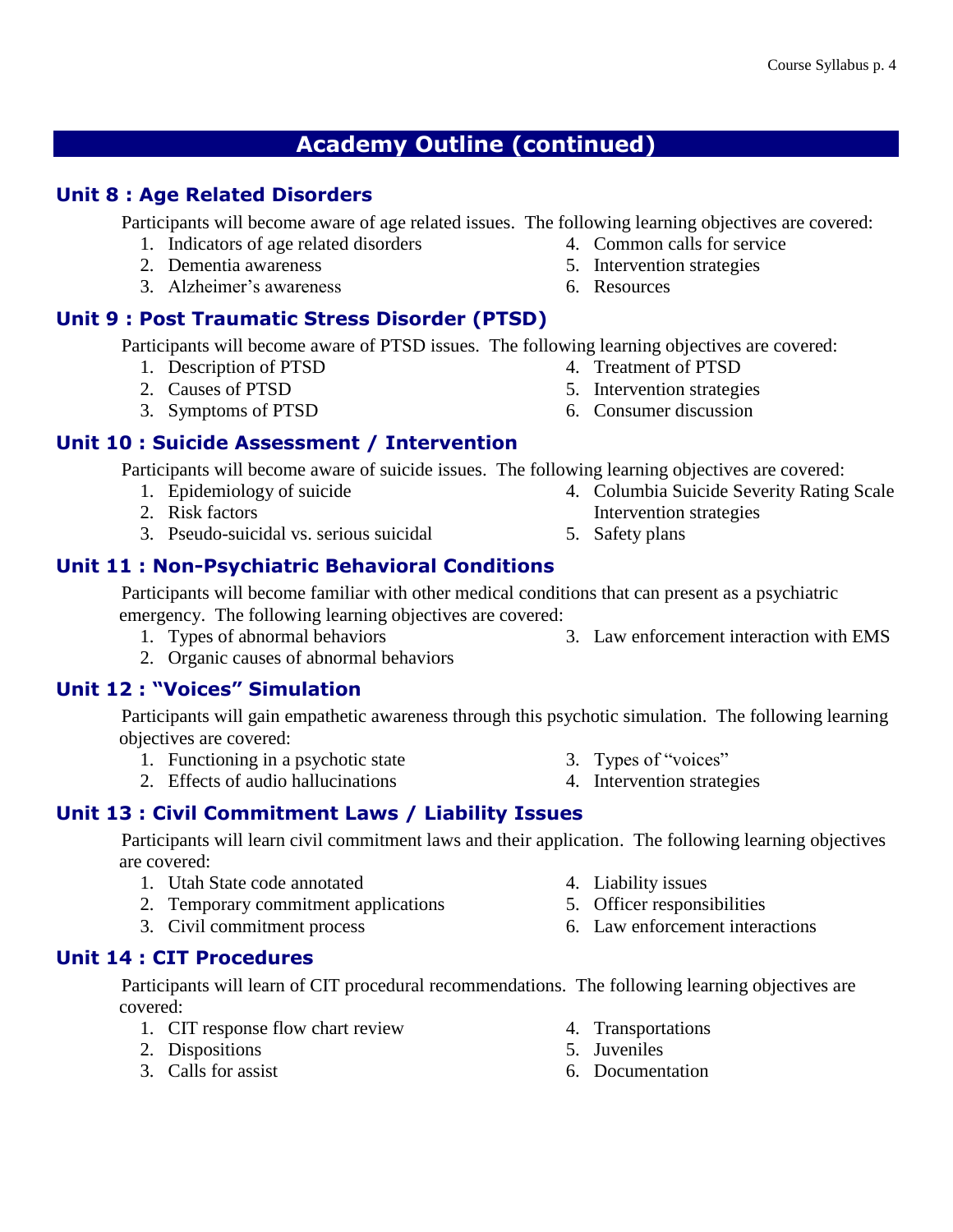## Academy Outline (continued)

### Unit 8 : Age Related Disorders

Participants will become aware of age related issues. The following learning objectives are covered:

1. Indicators of age related disorders
2. Dementia awareness
3. Alzheimer's awareness
4. Common calls for service
5. Intervention strategies
6. Resources

### Unit 9 : Post Traumatic Stress Disorder (PTSD)

Participants will become aware of PTSD issues. The following learning objectives are covered:

1. Description of PTSD
2. Causes of PTSD
3. Symptoms of PTSD
4. Treatment of PTSD
5. Intervention strategies
6. Consumer discussion

### Unit 10 : Suicide Assessment / Intervention

Participants will become aware of suicide issues. The following learning objectives are covered:

1. Epidemiology of suicide
2. Risk factors
3. Pseudo-suicidal vs. serious suicidal
4. Columbia Suicide Severity Rating Scale Intervention strategies
5. Safety plans

### Unit 11 : Non-Psychiatric Behavioral Conditions

Participants will become familiar with other medical conditions that can present as a psychiatric emergency. The following learning objectives are covered:

1. Types of abnormal behaviors
2. Organic causes of abnormal behaviors
3. Law enforcement interaction with EMS

### Unit 12 : "Voices" Simulation

Participants will gain empathetic awareness through this psychotic simulation. The following learning objectives are covered:

1. Functioning in a psychotic state
2. Effects of audio hallucinations
3. Types of "voices"
4. Intervention strategies

### Unit 13 : Civil Commitment Laws / Liability Issues

Participants will learn civil commitment laws and their application. The following learning objectives are covered:

1. Utah State code annotated
2. Temporary commitment applications
3. Civil commitment process
4. Liability issues
5. Officer responsibilities
6. Law enforcement interactions

### Unit 14 : CIT Procedures

Participants will learn of CIT procedural recommendations. The following learning objectives are covered:

1. CIT response flow chart review
2. Dispositions
3. Calls for assist
4. Transportations
5. Juveniles
6. Documentation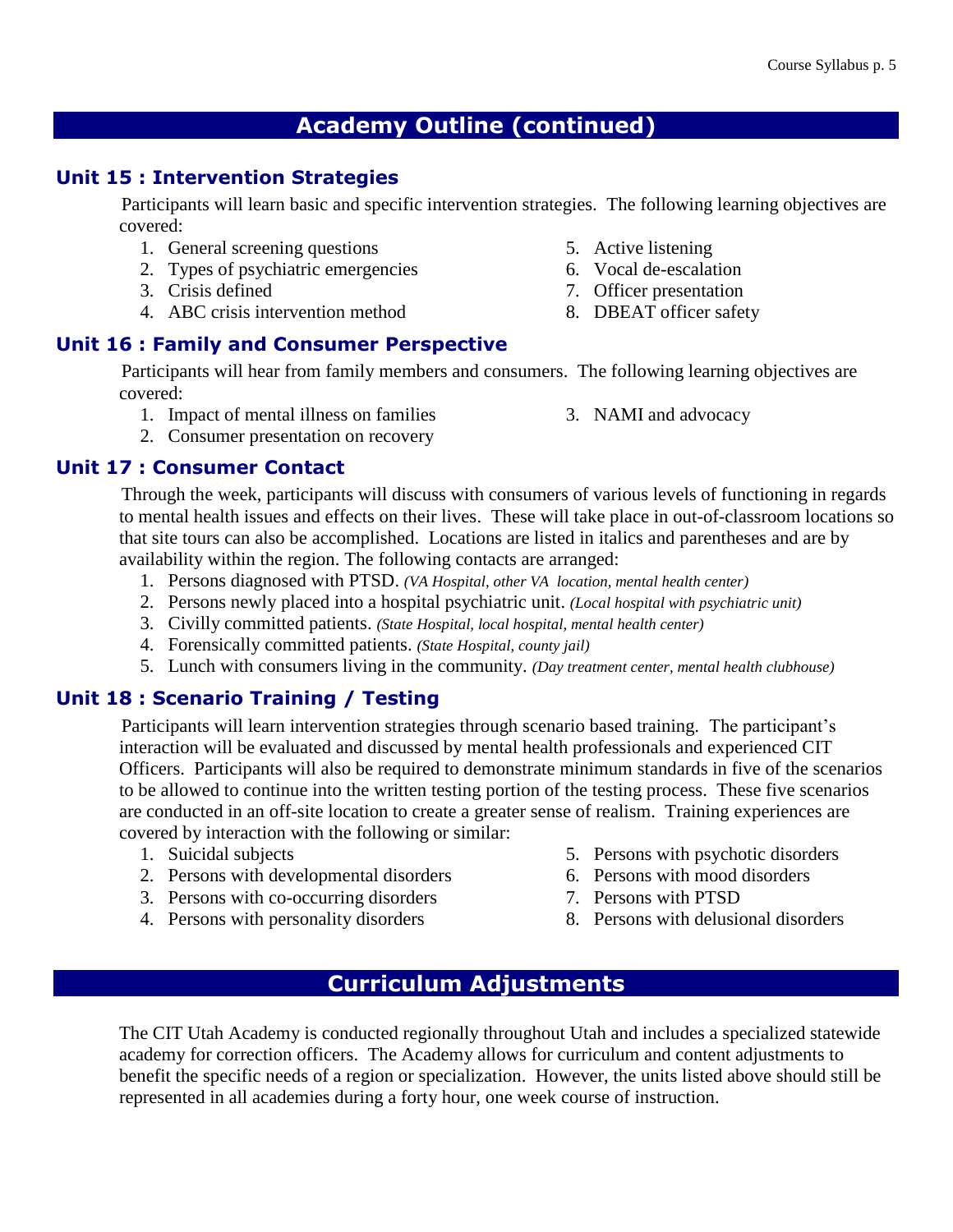## Academy Outline (continued)

### Unit 15 : Intervention Strategies

Participants will learn basic and specific intervention strategies. The following learning objectives are covered:

1. General screening questions
2. Types of psychiatric emergencies
3. Crisis defined
4. ABC crisis intervention method
5. Active listening
6. Vocal de-escalation
7. Officer presentation
8. DBEAT officer safety

### Unit 16 : Family and Consumer Perspective

Participants will hear from family members and consumers. The following learning objectives are covered:

1. Impact of mental illness on families
2. Consumer presentation on recovery
3. NAMI and advocacy

### Unit 17 : Consumer Contact

Through the week, participants will discuss with consumers of various levels of functioning in regards to mental health issues and effects on their lives. These will take place in out-of-classroom locations so that site tours can also be accomplished. Locations are listed in italics and parentheses and are by availability within the region. The following contacts are arranged:

1. Persons diagnosed with PTSD. *(VA Hospital, other VA location, mental health center)*
2. Persons newly placed into a hospital psychiatric unit. *(Local hospital with psychiatric unit)*
3. Civilly committed patients. *(State Hospital, local hospital, mental health center)*
4. Forensically committed patients. *(State Hospital, county jail)*
5. Lunch with consumers living in the community. *(Day treatment center, mental health clubhouse)*

### Unit 18 : Scenario Training / Testing

Participants will learn intervention strategies through scenario based training. The participant's interaction will be evaluated and discussed by mental health professionals and experienced CIT Officers. Participants will also be required to demonstrate minimum standards in five of the scenarios to be allowed to continue into the written testing portion of the testing process. These five scenarios are conducted in an off-site location to create a greater sense of realism. Training experiences are covered by interaction with the following or similar:

1. Suicidal subjects
2. Persons with developmental disorders
3. Persons with co-occurring disorders
4. Persons with personality disorders
5. Persons with psychotic disorders
6. Persons with mood disorders
7. Persons with PTSD
8. Persons with delusional disorders

## Curriculum Adjustments

The CIT Utah Academy is conducted regionally throughout Utah and includes a specialized statewide academy for correction officers. The Academy allows for curriculum and content adjustments to benefit the specific needs of a region or specialization. However, the units listed above should still be represented in all academies during a forty hour, one week course of instruction.